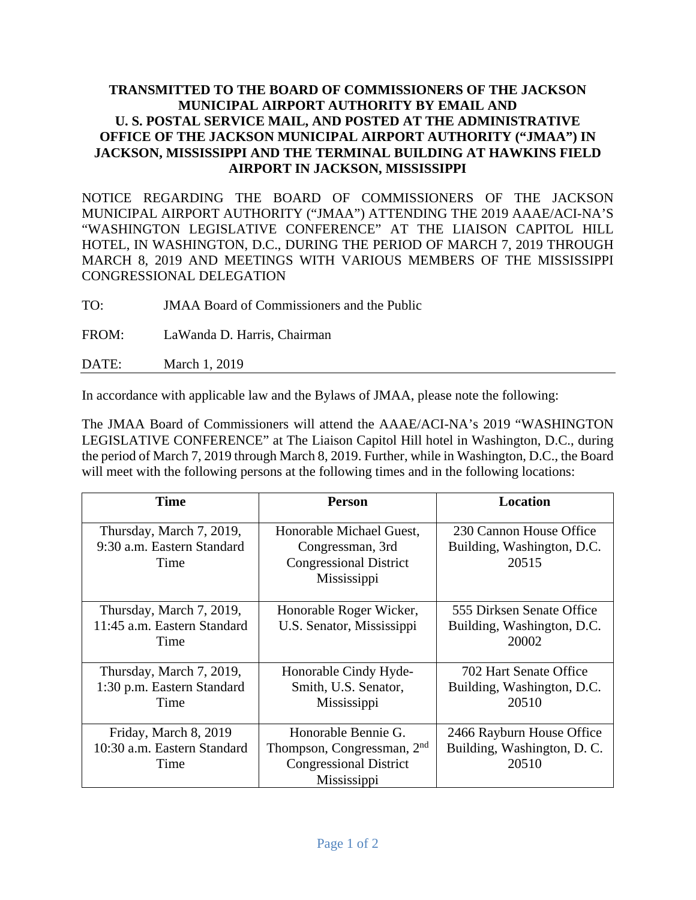**TRANSMITTED TO THE BOARD OF COMMISSIONERS OF THE JACKSON MUNICIPAL AIRPORT AUTHORITY BY EMAIL AND U. S. POSTAL SERVICE MAIL, AND POSTED AT THE ADMINISTRATIVE OFFICE OF THE JACKSON MUNICIPAL AIRPORT AUTHORITY ("JMAA") IN JACKSON, MISSISSIPPI AND THE TERMINAL BUILDING AT HAWKINS FIELD AIRPORT IN JACKSON, MISSISSIPPI**

NOTICE REGARDING THE BOARD OF COMMISSIONERS OF THE JACKSON MUNICIPAL AIRPORT AUTHORITY ("JMAA") ATTENDING THE 2019 AAAE/ACI-NA'S "WASHINGTON LEGISLATIVE CONFERENCE" AT THE LIAISON CAPITOL HILL HOTEL, IN WASHINGTON, D.C., DURING THE PERIOD OF MARCH 7, 2019 THROUGH MARCH 8, 2019 AND MEETINGS WITH VARIOUS MEMBERS OF THE MISSISSIPPI CONGRESSIONAL DELEGATION

TO: JMAA Board of Commissioners and the Public

FROM: LaWanda D. Harris, Chairman

DATE: March 1, 2019

---

In accordance with applicable law and the Bylaws of JMAA, please note the following:

The JMAA Board of Commissioners will attend the AAAE/ACI-NA's 2019 "WASHINGTON LEGISLATIVE CONFERENCE" at The Liaison Capitol Hill hotel in Washington, D.C., during the period of March 7, 2019 through March 8, 2019. Further, while in Washington, D.C., the Board will meet with the following persons at the following times and in the following locations:

| Time | Person | Location |
|---|---|---|
| Thursday, March 7, 2019, 9:30 a.m. Eastern Standard Time | Honorable Michael Guest, Congressman, 3rd Congressional District Mississippi | 230 Cannon House Office Building, Washington, D.C. 20515 |
| Thursday, March 7, 2019, 11:45 a.m. Eastern Standard Time | Honorable Roger Wicker, U.S. Senator, Mississippi | 555 Dirksen Senate Office Building, Washington, D.C. 20002 |
| Thursday, March 7, 2019, 1:30 p.m. Eastern Standard Time | Honorable Cindy Hyde-Smith, U.S. Senator, Mississippi | 702 Hart Senate Office Building, Washington, D.C. 20510 |
| Friday, March 8, 2019 10:30 a.m. Eastern Standard Time | Honorable Bennie G. Thompson, Congressman, 2nd Congressional District Mississippi | 2466 Rayburn House Office Building, Washington, D. C. 20510 |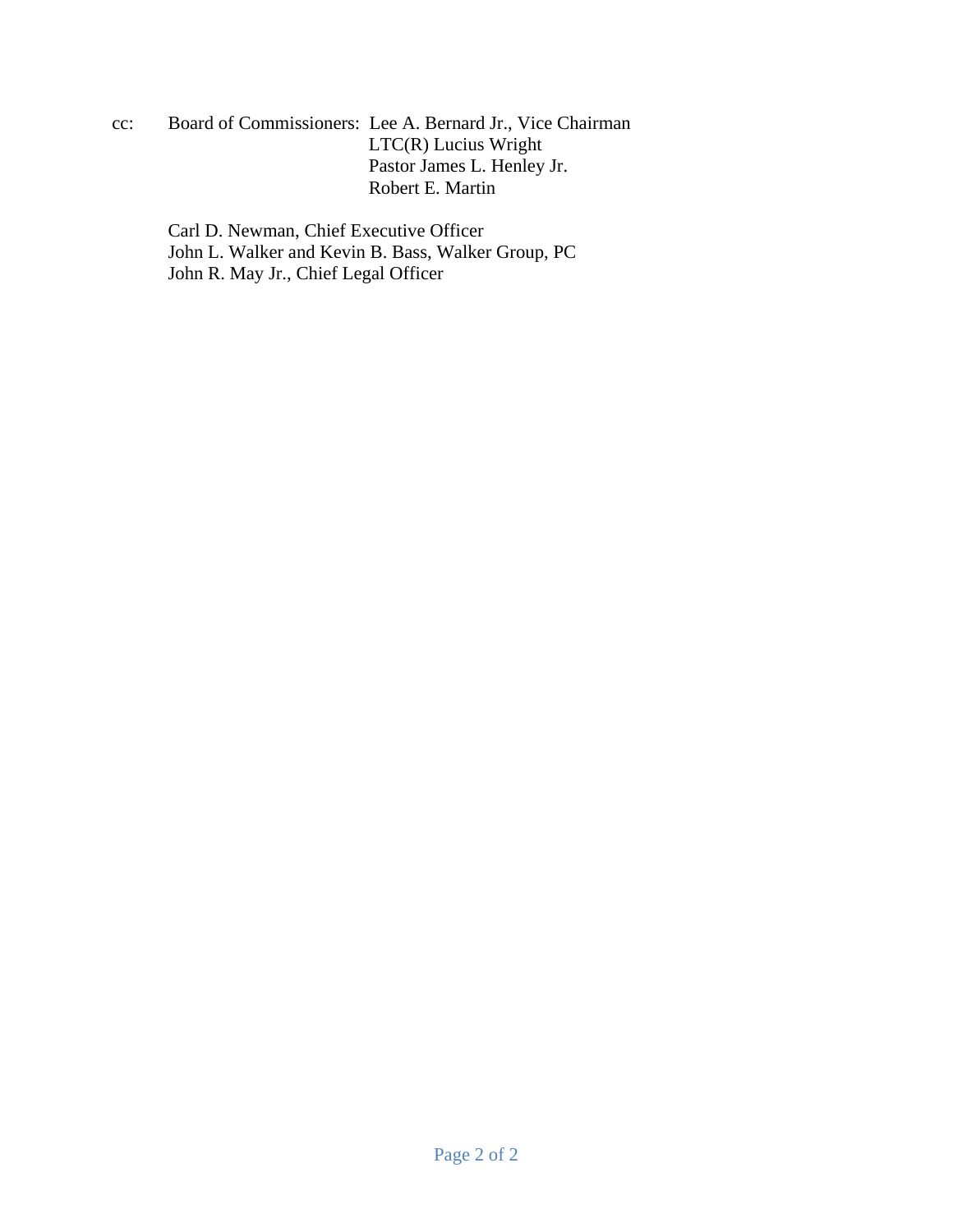cc: Board of Commissioners: Lee A. Bernard Jr., Vice Chairman
LTC(R) Lucius Wright
Pastor James L. Henley Jr.
Robert E. Martin

Carl D. Newman, Chief Executive Officer
John L. Walker and Kevin B. Bass, Walker Group, PC
John R. May Jr., Chief Legal Officer